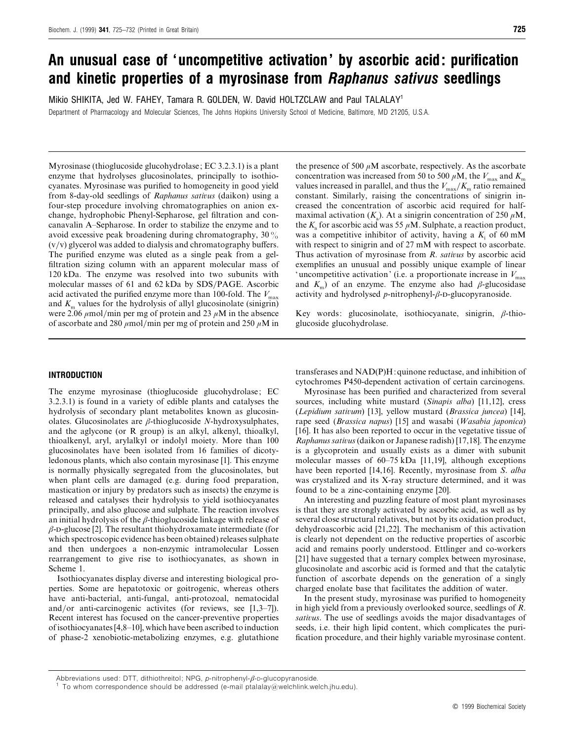# An unusual case of 'uncompetitive activation' by ascorbic acid: purification and kinetic properties of a myrosinase from *Raphanus sativus* seedlings

Mikio SHIKITA, Jed W. FAHEY, Tamara R. GOLDEN, W. David HOLTZCLAW and Paul TALALAY[1]

Department of Pharmacology and Molecular Sciences, The Johns Hopkins University School of Medicine, Baltimore, MD 21205, U.S.A.

Myrosinase (thioglucoside glucohydrolase; EC 3.2.3.1) is a plant enzyme that hydrolyses glucosinolates, principally to isothiocyanates. Myrosinase was purified to homogeneity in good yield from 8-day-old seedlings of *Raphanus sativus* (daikon) using a four-step procedure involving chromatographies on anion exchange, hydrophobic Phenyl-Sepharose, gel filtration and concanavalin A–Sepharose. In order to stabilize the enzyme and to avoid excessive peak broadening during chromatography, 30 % (v/v) glycerol was added to dialysis and chromatography buffers. The purified enzyme was eluted as a single peak from a gel-filtration sizing column with an apparent molecular mass of 120 kDa. The enzyme was resolved into two subunits with molecular masses of 61 and 62 kDa by SDS/PAGE. Ascorbic acid activated the purified enzyme more than 100-fold. The $V_{max}$ and $K_m$ values for the hydrolysis of allyl glucosinolate (sinigrin) were 2.06 $\mu$mol/min per mg of protein and 23 $\mu$M in the absence of ascorbate and 280 $\mu$mol/min per mg of protein and 250 $\mu$M in the presence of 500 $\mu$M ascorbate, respectively. As the ascorbate concentration was increased from 50 to 500 $\mu$M, the $V_{max}$ and $K_m$ values increased in parallel, and thus the $V_{max}/K_m$ ratio remained constant. Similarly, raising the concentrations of sinigrin increased the concentration of ascorbic acid required for half-maximal activation ($K_a$). At a sinigrin concentration of 250 $\mu$M, the $K_a$ for ascorbic acid was 55 $\mu$M. Sulphate, a reaction product, was a competitive inhibitor of activity, having a $K_i$ of 60 mM with respect to sinigrin and of 27 mM with respect to ascorbate. Thus activation of myrosinase from *R. sativus* by ascorbic acid exemplifies an unusual and possibly unique example of linear 'uncompetitive activation' (i.e. a proportionate increase in $V_{max}$ and $K_m$) of an enzyme. The enzyme also had $\beta$-glucosidase activity and hydrolysed *p*-nitrophenyl-$\beta$-D-glucopyranoside.

Key words: glucosinolate, isothiocyanate, sinigrin, $\beta$-thioglucoside glucohydrolase.

## INTRODUCTION

The enzyme myrosinase (thioglucoside glucohydrolase; EC 3.2.3.1) is found in a variety of edible plants and catalyses the hydrolysis of secondary plant metabolites known as glucosinolates. Glucosinolates are $\beta$-thioglucoside *N*-hydroxysulphates, and the aglycone (or R group) is an alkyl, alkenyl, thioalkyl, thioalkenyl, aryl, arylalkyl or indolyl moiety. More than 100 glucosinolates have been isolated from 16 families of dicotyledonous plants, which also contain myrosinase [1]. This enzyme is normally physically segregated from the glucosinolates, but when plant cells are damaged (e.g. during food preparation, mastication or injury by predators such as insects) the enzyme is released and catalyses their hydrolysis to yield isothiocyanates principally, and also glucose and sulphate. The reaction involves an initial hydrolysis of the $\beta$-thioglucoside linkage with release of $\beta$-D-glucose [2]. The resultant thiohydroxamate intermediate (for which spectroscopic evidence has been obtained) releases sulphate and then undergoes a non-enzymic intramolecular Lossen rearrangement to give rise to isothiocyanates, as shown in Scheme 1.

Isothiocyanates display diverse and interesting biological properties. Some are hepatotoxic or goitrogenic, whereas others have anti-bacterial, anti-fungal, anti-protozoal, nematocidal and/or anti-carcinogenic activites (for reviews, see [1,3–7]). Recent interest has focused on the cancer-preventive properties of isothiocyanates [4,8–10], which have been ascribed to induction of phase-2 xenobiotic-metabolizing enzymes, e.g. glutathione transferases and NAD(P)H:quinone reductase, and inhibition of cytochromes P450-dependent activation of certain carcinogens.

Myrosinase has been purified and characterized from several sources, including white mustard (*Sinapis alba*) [11,12], cress (*Lepidium sativum*) [13], yellow mustard (*Brassica juncea*) [14], rape seed (*Brassica napus*) [15] and wasabi (*Wasabia japonica*) [16]. It has also been reported to occur in the vegetative tissue of *Raphanus sativus* (daikon or Japanese radish) [17,18]. The enzyme is a glycoprotein and usually exists as a dimer with subunit molecular masses of 60–75 kDa [11,19], although exceptions have been reported [14,16]. Recently, myrosinase from *S. alba* was crystalized and its X-ray structure determined, and it was found to be a zinc-containing enzyme [20].

An interesting and puzzling feature of most plant myrosinases is that they are strongly activated by ascorbic acid, as well as by several close structural relatives, but not by its oxidation product, dehydroascorbic acid [21,22]. The mechanism of this activation is clearly not dependent on the reductive properties of ascorbic acid and remains poorly understood. Ettlinger and co-workers [21] have suggested that a ternary complex between myrosinase, glucosinolate and ascorbic acid is formed and that the catalytic function of ascorbate depends on the generation of a singly charged enolate base that facilitates the addition of water.

In the present study, myrosinase was purified to homogeneity in high yield from a previously overlooked source, seedlings of *R. sativus*. The use of seedlings avoids the major disadvantages of seeds, i.e. their high lipid content, which complicates the purification procedure, and their highly variable myrosinase content.

Abbreviations used: DTT, dithiothreitol; NPG, *p*-nitrophenyl-$\beta$-D-glucopyranoside.

[1] To whom correspondence should be addressed (e-mail ptalalay@welchlink.welch.jhu.edu).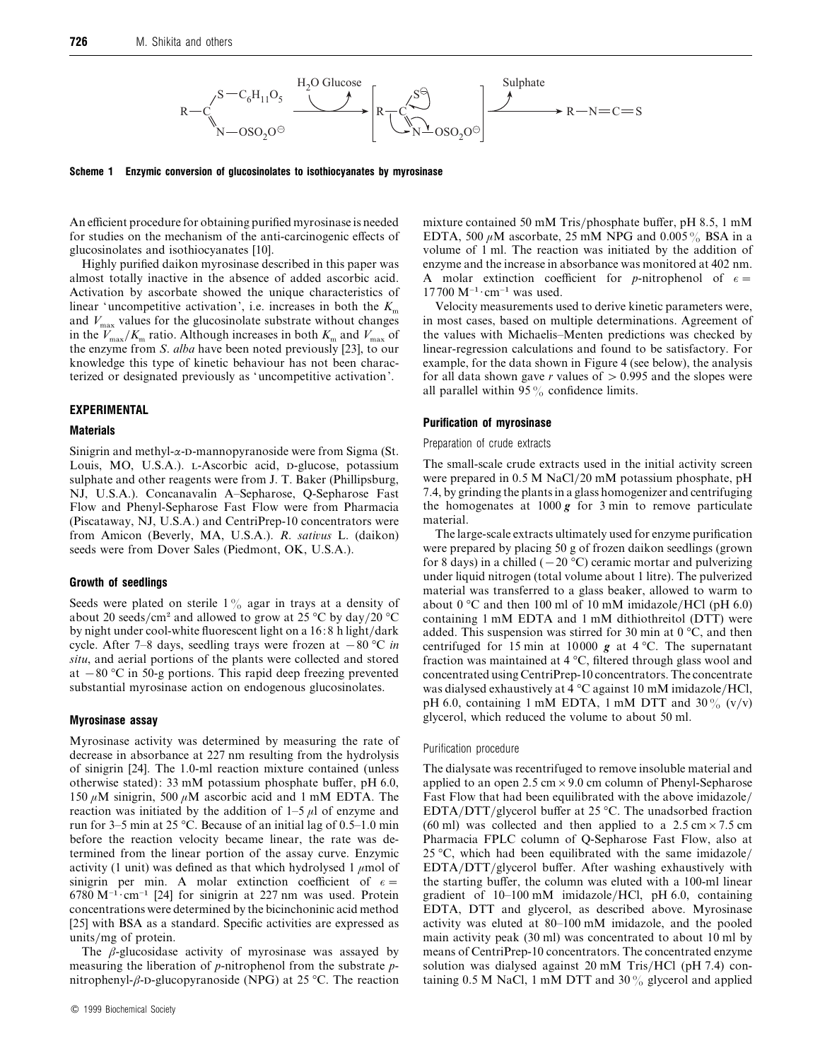$$R{-}C(S{-}C_6H_{11}O_5){=}N{-}OSO_2O^{\ominus} \xrightarrow{H_2O \;\; \text{Glucose}} \left[ R{-}C(S^{\ominus}){=}N{-}OSO_2O^{\ominus} \right] \xrightarrow{\text{Sulphate}} R{-}N{=}C{=}S$$

**Scheme 1 Enzymic conversion of glucosinolates to isothiocyanates by myrosinase**

An efficient procedure for obtaining purified myrosinase is needed for studies on the mechanism of the anti-carcinogenic effects of glucosinolates and isothiocyanates [10].

Highly purified daikon myrosinase described in this paper was almost totally inactive in the absence of added ascorbic acid. Activation by ascorbate showed the unique characteristics of linear 'uncompetitive activation', i.e. increases in both the $K_m$ and $V_{max}$ values for the glucosinolate substrate without changes in the $V_{max}/K_m$ ratio. Although increases in both $K_m$ and $V_{max}$ of the enzyme from *S. alba* have been noted previously [23], to our knowledge this type of kinetic behaviour has not been characterized or designated previously as 'uncompetitive activation'.

## EXPERIMENTAL

### Materials

Sinigrin and methyl-α-D-mannopyranoside were from Sigma (St. Louis, MO, U.S.A.). L-Ascorbic acid, D-glucose, potassium sulphate and other reagents were from J. T. Baker (Phillipsburg, NJ, U.S.A.). Concanavalin A–Sepharose, Q-Sepharose Fast Flow and Phenyl-Sepharose Fast Flow were from Pharmacia (Piscataway, NJ, U.S.A.) and CentriPrep-10 concentrators were from Amicon (Beverly, MA, U.S.A.). *R. sativus* L. (daikon) seeds were from Dover Sales (Piedmont, OK, U.S.A.).

### Growth of seedlings

Seeds were plated on sterile 1% agar in trays at a density of about 20 seeds/cm² and allowed to grow at 25 °C by day/20 °C by night under cool-white fluorescent light on a 16:8 h light/dark cycle. After 7–8 days, seedling trays were frozen at −80 °C *in situ*, and aerial portions of the plants were collected and stored at −80 °C in 50-g portions. This rapid deep freezing prevented substantial myrosinase action on endogenous glucosinolates.

### Myrosinase assay

Myrosinase activity was determined by measuring the rate of decrease in absorbance at 227 nm resulting from the hydrolysis of sinigrin [24]. The 1.0-ml reaction mixture contained (unless otherwise stated): 33 mM potassium phosphate buffer, pH 6.0, 150 μM sinigrin, 500 μM ascorbic acid and 1 mM EDTA. The reaction was initiated by the addition of 1–5 μl of enzyme and run for 3–5 min at 25 °C. Because of an initial lag of 0.5–1.0 min before the reaction velocity became linear, the rate was determined from the linear portion of the assay curve. Enzymic activity (1 unit) was defined as that which hydrolysed 1 μmol of sinigrin per min. A molar extinction coefficient of $\epsilon = 6780\ M^{-1} \cdot cm^{-1}$ [24] for sinigrin at 227 nm was used. Protein concentrations were determined by the bicinchoninic acid method [25] with BSA as a standard. Specific activities are expressed as units/mg of protein.

The β-glucosidase activity of myrosinase was assayed by measuring the liberation of *p*-nitrophenol from the substrate *p*-nitrophenyl-β-D-glucopyranoside (NPG) at 25 °C. The reaction mixture contained 50 mM Tris/phosphate buffer, pH 8.5, 1 mM EDTA, 500 μM ascorbate, 25 mM NPG and 0.005% BSA in a volume of 1 ml. The reaction was initiated by the addition of enzyme and the increase in absorbance was monitored at 402 nm. A molar extinction coefficient for *p*-nitrophenol of $\epsilon = 17700\ M^{-1} \cdot cm^{-1}$ was used.

Velocity measurements used to derive kinetic parameters were, in most cases, based on multiple determinations. Agreement of the values with Michaelis–Menten predictions was checked by linear-regression calculations and found to be satisfactory. For example, for the data shown in Figure 4 (see below), the analysis for all data shown gave $r$ values of > 0.995 and the slopes were all parallel within 95% confidence limits.

### Purification of myrosinase

#### Preparation of crude extracts

The small-scale crude extracts used in the initial activity screen were prepared in 0.5 M NaCl/20 mM potassium phosphate, pH 7.4, by grinding the plants in a glass homogenizer and centrifuging the homogenates at 1000 ***g*** for 3 min to remove particulate material.

The large-scale extracts ultimately used for enzyme purification were prepared by placing 50 g of frozen daikon seedlings (grown for 8 days) in a chilled (−20 °C) ceramic mortar and pulverizing under liquid nitrogen (total volume about 1 litre). The pulverized material was transferred to a glass beaker, allowed to warm to about 0 °C and then 100 ml of 10 mM imidazole/HCl (pH 6.0) containing 1 mM EDTA and 1 mM dithiothreitol (DTT) were added. This suspension was stirred for 30 min at 0 °C, and then centrifuged for 15 min at 10000 ***g*** at 4 °C. The supernatant fraction was maintained at 4 °C, filtered through glass wool and concentrated using CentriPrep-10 concentrators. The concentrate was dialysed exhaustively at 4 °C against 10 mM imidazole/HCl, pH 6.0, containing 1 mM EDTA, 1 mM DTT and 30% (v/v) glycerol, which reduced the volume to about 50 ml.

#### Purification procedure

The dialysate was recentrifuged to remove insoluble material and applied to an open 2.5 cm × 9.0 cm column of Phenyl-Sepharose Fast Flow that had been equilibrated with the above imidazole/EDTA/DTT/glycerol buffer at 25 °C. The unadsorbed fraction (60 ml) was collected and then applied to a 2.5 cm × 7.5 cm Pharmacia FPLC column of Q-Sepharose Fast Flow, also at 25 °C, which had been equilibrated with the same imidazole/EDTA/DTT/glycerol buffer. After washing exhaustively with the starting buffer, the column was eluted with a 100-ml linear gradient of 10–100 mM imidazole/HCl, pH 6.0, containing EDTA, DTT and glycerol, as described above. Myrosinase activity was eluted at 80–100 mM imidazole, and the pooled main activity peak (30 ml) was concentrated to about 10 ml by means of CentriPrep-10 concentrators. The concentrated enzyme solution was dialysed against 20 mM Tris/HCl (pH 7.4) containing 0.5 M NaCl, 1 mM DTT and 30% glycerol and applied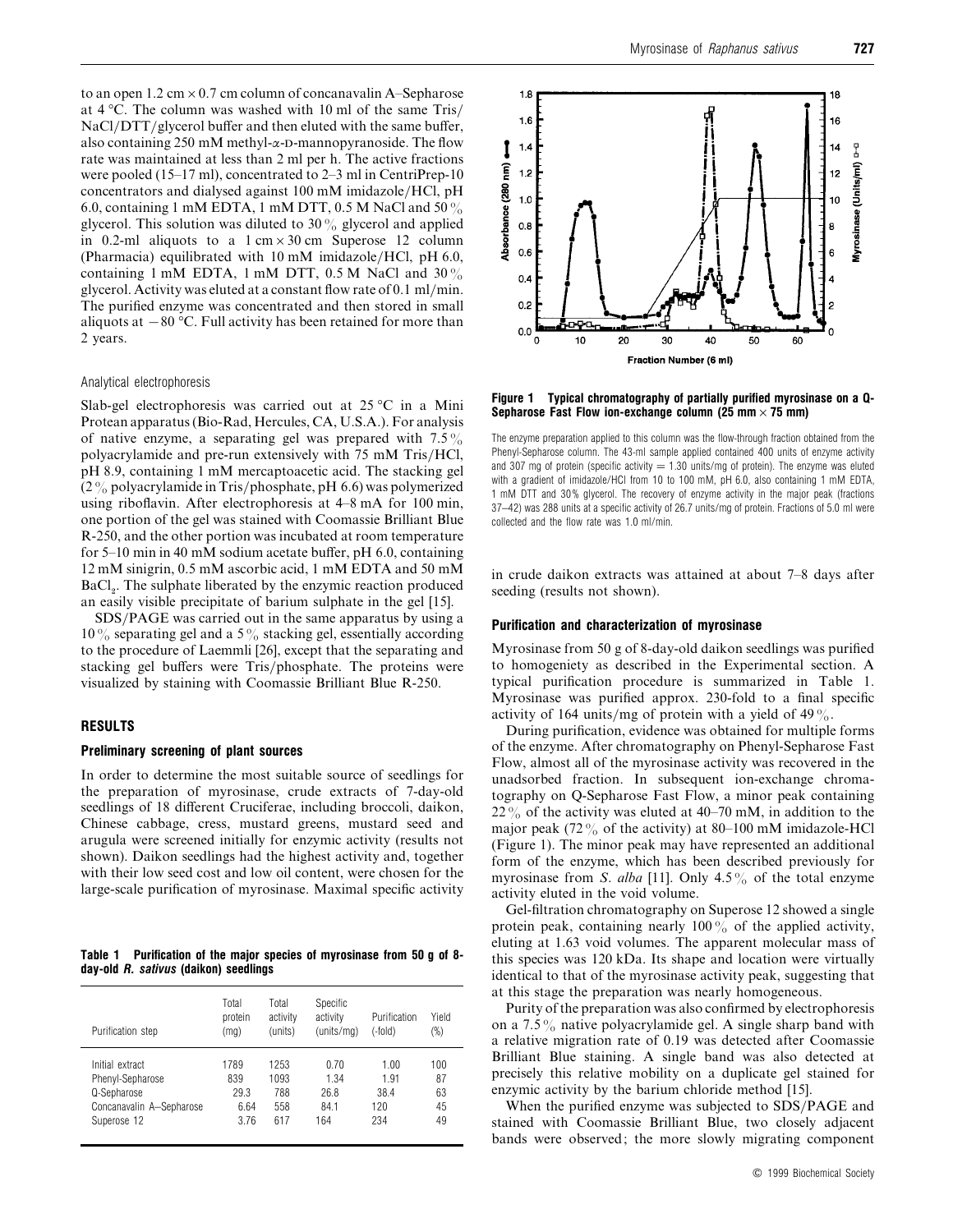to an open 1.2 cm × 0.7 cm column of concanavalin A–Sepharose at 4 °C. The column was washed with 10 ml of the same Tris/NaCl/DTT/glycerol buffer and then eluted with the same buffer, also containing 250 mM methyl-α-D-mannopyranoside. The flow rate was maintained at less than 2 ml per h. The active fractions were pooled (15–17 ml), concentrated to 2–3 ml in CentriPrep-10 concentrators and dialysed against 100 mM imidazole/HCl, pH 6.0, containing 1 mM EDTA, 1 mM DTT, 0.5 M NaCl and 50 % glycerol. This solution was diluted to 30 % glycerol and applied in 0.2-ml aliquots to a 1 cm × 30 cm Superose 12 column (Pharmacia) equilibrated with 10 mM imidazole/HCl, pH 6.0, containing 1 mM EDTA, 1 mM DTT, 0.5 M NaCl and 30 % glycerol. Activity was eluted at a constant flow rate of 0.1 ml/min. The purified enzyme was concentrated and then stored in small aliquots at −80 °C. Full activity has been retained for more than 2 years.

### Analytical electrophoresis

Slab-gel electrophoresis was carried out at 25 °C in a Mini Protean apparatus (Bio-Rad, Hercules, CA, U.S.A.). For analysis of native enzyme, a separating gel was prepared with 7.5 % polyacrylamide and pre-run extensively with 75 mM Tris/HCl, pH 8.9, containing 1 mM mercaptoacetic acid. The stacking gel (2 % polyacrylamide in Tris/phosphate, pH 6.6) was polymerized using riboflavin. After electrophoresis at 4–8 mA for 100 min, one portion of the gel was stained with Coomassie Brilliant Blue R-250, and the other portion was incubated at room temperature for 5–10 min in 40 mM sodium acetate buffer, pH 6.0, containing 12 mM sinigrin, 0.5 mM ascorbic acid, 1 mM EDTA and 50 mM $BaCl_2$. The sulphate liberated by the enzymic reaction produced an easily visible precipitate of barium sulphate in the gel [15].

SDS/PAGE was carried out in the same apparatus by using a 10 % separating gel and a 5 % stacking gel, essentially according to the procedure of Laemmli [26], except that the separating and stacking gel buffers were Tris/phosphate. The proteins were visualized by staining with Coomassie Brilliant Blue R-250.

## RESULTS

### Preliminary screening of plant sources

In order to determine the most suitable source of seedlings for the preparation of myrosinase, crude extracts of 7-day-old seedlings of 18 different Cruciferae, including broccoli, daikon, Chinese cabbage, cress, mustard greens, mustard seed and arugula were screened initially for enzymic activity (results not shown). Daikon seedlings had the highest activity and, together with their low seed cost and low oil content, were chosen for the large-scale purification of myrosinase. Maximal specific activity in crude daikon extracts was attained at about 7–8 days after seeding (results not shown).

**Table 1 Purification of the major species of myrosinase from 50 g of 8-day-old *R. sativus* (daikon) seedlings**

| Purification step | Total protein (mg) | Total activity (units) | Specific activity (units/mg) | Purification (-fold) | Yield (%) |
|---|---|---|---|---|---|
| Initial extract | 1789 | 1253 | 0.70 | 1.00 | 100 |
| Phenyl-Sepharose | 839 | 1093 | 1.34 | 1.91 | 87 |
| Q-Sepharose | 29.3 | 788 | 26.8 | 38.4 | 63 |
| Concanavalin A–Sepharose | 6.64 | 558 | 84.1 | 120 | 45 |
| Superose 12 | 3.76 | 617 | 164 | 234 | 49 |

**Figure 1 Typical chromatography of partially purified myrosinase on a Q-Sepharose Fast Flow ion-exchange column (25 mm × 75 mm)**

The enzyme preparation applied to this column was the flow-through fraction obtained from the Phenyl-Sepharose column. The 43-ml sample applied contained 400 units of enzyme activity and 307 mg of protein (specific activity = 1.30 units/mg of protein). The enzyme was eluted with a gradient of imidazole/HCl from 10 to 100 mM, pH 6.0, also containing 1 mM EDTA, 1 mM DTT and 30% glycerol. The recovery of enzyme activity in the major peak (fractions 37–42) was 288 units at a specific activity of 26.7 units/mg of protein. Fractions of 5.0 ml were collected and the flow rate was 1.0 ml/min.

### Purification and characterization of myrosinase

Myrosinase from 50 g of 8-day-old daikon seedlings was purified to homogeniety as described in the Experimental section. A typical purification procedure is summarized in Table 1. Myrosinase was purified approx. 230-fold to a final specific activity of 164 units/mg of protein with a yield of 49 %.

During purification, evidence was obtained for multiple forms of the enzyme. After chromatography on Phenyl-Sepharose Fast Flow, almost all of the myrosinase activity was recovered in the unadsorbed fraction. In subsequent ion-exchange chromatography on Q-Sepharose Fast Flow, a minor peak containing 22 % of the activity was eluted at 40–70 mM, in addition to the major peak (72 % of the activity) at 80–100 mM imidazole-HCl (Figure 1). The minor peak may have represented an additional form of the enzyme, which has been described previously for myrosinase from *S. alba* [11]. Only 4.5 % of the total enzyme activity eluted in the void volume.

Gel-filtration chromatography on Superose 12 showed a single protein peak, containing nearly 100 % of the applied activity, eluting at 1.63 void volumes. The apparent molecular mass of this species was 120 kDa. Its shape and location were virtually identical to that of the myrosinase activity peak, suggesting that at this stage the preparation was nearly homogeneous.

Purity of the preparation was also confirmed by electrophoresis on a 7.5 % native polyacrylamide gel. A single sharp band with a relative migration rate of 0.19 was detected after Coomassie Brilliant Blue staining. A single band was also detected at precisely this relative mobility on a duplicate gel stained for enzymic activity by the barium chloride method [15].

When the purified enzyme was subjected to SDS/PAGE and stained with Coomassie Brilliant Blue, two closely adjacent bands were observed; the more slowly migrating component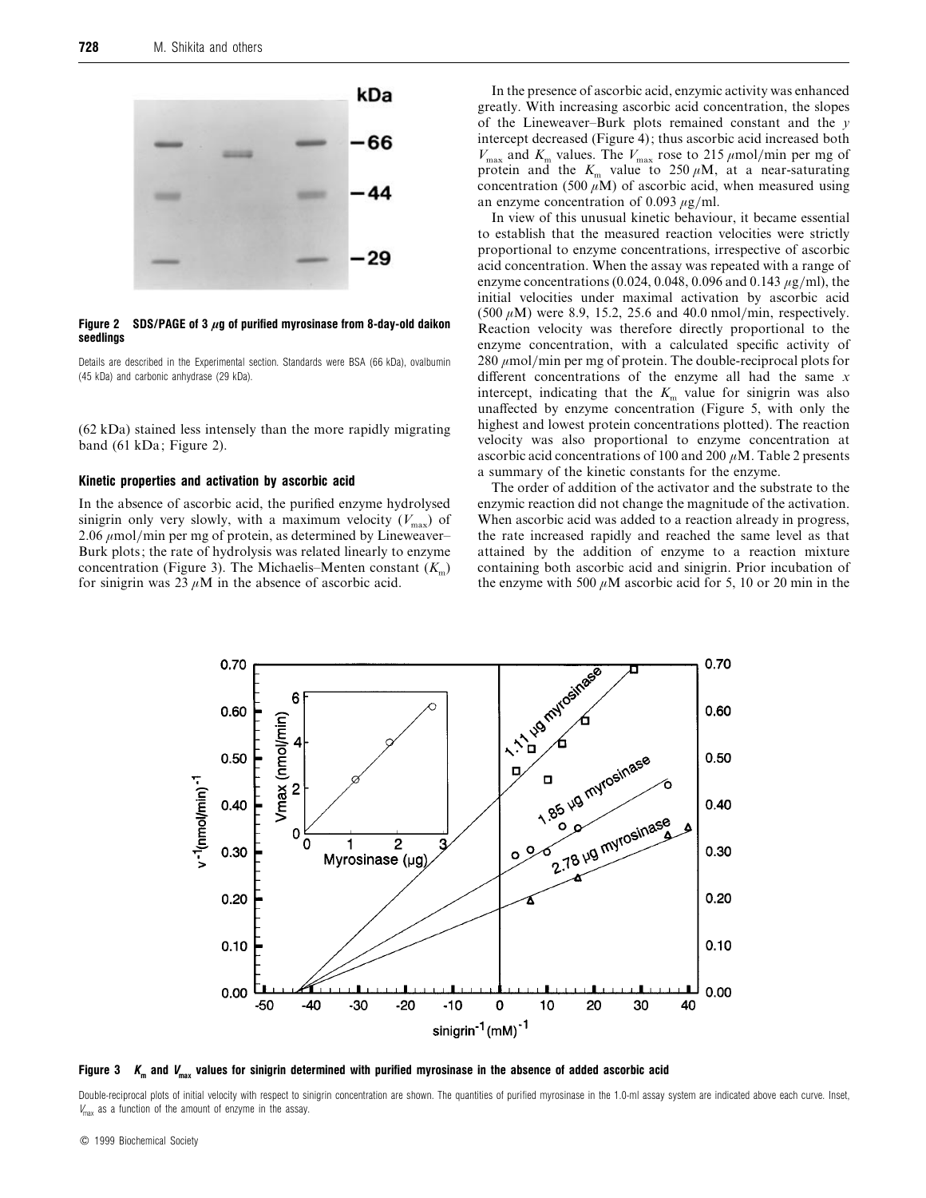**Figure 2 SDS/PAGE of 3 μg of purified myrosinase from 8-day-old daikon seedlings**

Details are described in the Experimental section. Standards were BSA (66 kDa), ovalbumin (45 kDa) and carbonic anhydrase (29 kDa).

(62 kDa) stained less intensely than the more rapidly migrating band (61 kDa; Figure 2).

### Kinetic properties and activation by ascorbic acid

In the absence of ascorbic acid, the purified enzyme hydrolysed sinigrin only very slowly, with a maximum velocity ($V_{max}$) of 2.06 μmol/min per mg of protein, as determined by Lineweaver–Burk plots; the rate of hydrolysis was related linearly to enzyme concentration (Figure 3). The Michaelis–Menten constant ($K_m$) for sinigrin was 23 μM in the absence of ascorbic acid.

In the presence of ascorbic acid, enzymic activity was enhanced greatly. With increasing ascorbic acid concentration, the slopes of the Lineweaver–Burk plots remained constant and the $y$ intercept decreased (Figure 4); thus ascorbic acid increased both $V_{max}$ and $K_m$ values. The $V_{max}$ rose to 215 μmol/min per mg of protein and the $K_m$ value to 250 μM, at a near-saturating concentration (500 μM) of ascorbic acid, when measured using an enzyme concentration of 0.093 μg/ml.

In view of this unusual kinetic behaviour, it became essential to establish that the measured reaction velocities were strictly proportional to enzyme concentrations, irrespective of ascorbic acid concentration. When the assay was repeated with a range of enzyme concentrations (0.024, 0.048, 0.096 and 0.143 μg/ml), the initial velocities under maximal activation by ascorbic acid (500 μM) were 8.9, 15.2, 25.6 and 40.0 nmol/min, respectively. Reaction velocity was therefore directly proportional to the enzyme concentration, with a calculated specific activity of 280 μmol/min per mg of protein. The double-reciprocal plots for different concentrations of the enzyme all had the same $x$ intercept, indicating that the $K_m$ value for sinigrin was also unaffected by enzyme concentration (Figure 5, with only the highest and lowest protein concentrations plotted). The reaction velocity was also proportional to enzyme concentration at ascorbic acid concentrations of 100 and 200 μM. Table 2 presents a summary of the kinetic constants for the enzyme.

The order of addition of the activator and the substrate to the enzymic reaction did not change the magnitude of the activation. When ascorbic acid was added to a reaction already in progress, the rate increased rapidly and reached the same level as that attained by the addition of enzyme to a reaction mixture containing both ascorbic acid and sinigrin. Prior incubation of the enzyme with 500 μM ascorbic acid for 5, 10 or 20 min in the

**Figure 3 $K_m$ and $V_{max}$ values for sinigrin determined with purified myrosinase in the absence of added ascorbic acid**

Double-reciprocal plots of initial velocity with respect to sinigrin concentration are shown. The quantities of purified myrosinase in the 1.0-ml assay system are indicated above each curve. Inset, $V_{max}$ as a function of the amount of enzyme in the assay.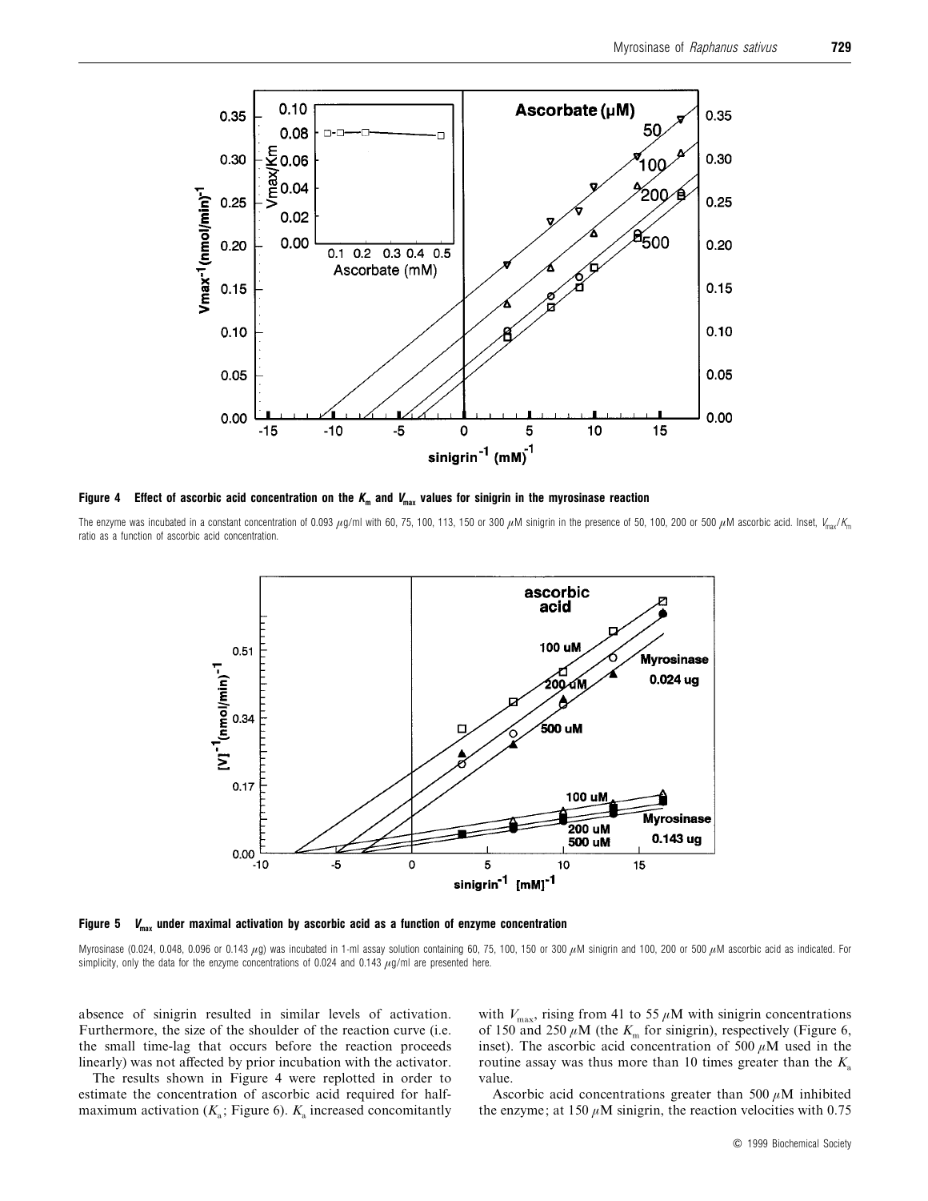**Figure 4 Effect of ascorbic acid concentration on the $K_m$ and $V_{max}$ values for sinigrin in the myrosinase reaction**

The enzyme was incubated in a constant concentration of 0.093 $\mu$g/ml with 60, 75, 100, 113, 150 or 300 $\mu$M sinigrin in the presence of 50, 100, 200 or 500 $\mu$M ascorbic acid. Inset, $V_{max}/K_m$ ratio as a function of ascorbic acid concentration.

**Figure 5 $V_{max}$ under maximal activation by ascorbic acid as a function of enzyme concentration**

Myrosinase (0.024, 0.048, 0.096 or 0.143 $\mu$g) was incubated in 1-ml assay solution containing 60, 75, 100, 150 or 300 $\mu$M sinigrin and 100, 200 or 500 $\mu$M ascorbic acid as indicated. For simplicity, only the data for the enzyme concentrations of 0.024 and 0.143 $\mu$g/ml are presented here.

absence of sinigrin resulted in similar levels of activation. Furthermore, the size of the shoulder of the reaction curve (i.e. the small time-lag that occurs before the reaction proceeds linearly) was not affected by prior incubation with the activator.

The results shown in Figure 4 were replotted in order to estimate the concentration of ascorbic acid required for half-maximum activation ($K_a$; Figure 6). $K_a$ increased concomitantly with $V_{max}$, rising from 41 to 55 $\mu$M with sinigrin concentrations of 150 and 250 $\mu$M (the $K_m$ for sinigrin), respectively (Figure 6, inset). The ascorbic acid concentration of 500 $\mu$M used in the routine assay was thus more than 10 times greater than the $K_a$ value.

Ascorbic acid concentrations greater than 500 $\mu$M inhibited the enzyme; at 150 $\mu$M sinigrin, the reaction velocities with 0.75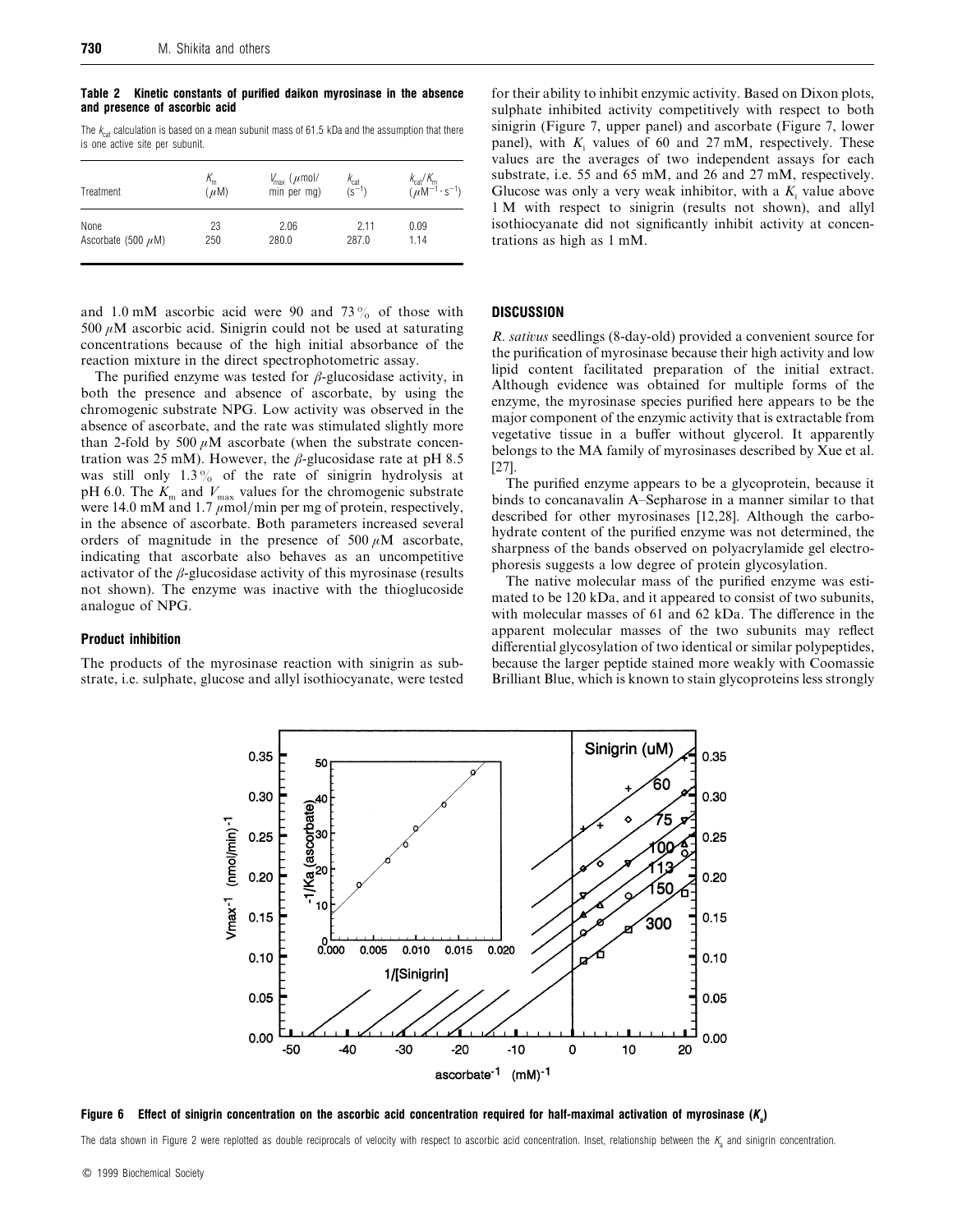**Table 2 Kinetic constants of purified daikon myrosinase in the absence and presence of ascorbic acid**

The $k_{cat}$ calculation is based on a mean subunit mass of 61.5 kDa and the assumption that there is one active site per subunit.

| Treatment | $K_m$ ($\mu$M) | $V_{max}$ ($\mu$mol/min per mg) | $k_{cat}$ ($s^{-1}$) | $k_{cat}/K_m$ ($\mu M^{-1} \cdot s^{-1}$) |
|---|---|---|---|---|
| None | 23 | 2.06 | 2.11 | 0.09 |
| Ascorbate (500 $\mu$M) | 250 | 280.0 | 287.0 | 1.14 |

and 1.0 mM ascorbic acid were 90 and 73% of those with 500 $\mu$M ascorbic acid. Sinigrin could not be used at saturating concentrations because of the high initial absorbance of the reaction mixture in the direct spectrophotometric assay.

The purified enzyme was tested for $\beta$-glucosidase activity, in both the presence and absence of ascorbate, by using the chromogenic substrate NPG. Low activity was observed in the absence of ascorbate, and the rate was stimulated slightly more than 2-fold by 500 $\mu$M ascorbate (when the substrate concentration was 25 mM). However, the $\beta$-glucosidase rate at pH 8.5 was still only 1.3% of the rate of sinigrin hydrolysis at pH 6.0. The $K_m$ and $V_{max}$ values for the chromogenic substrate were 14.0 mM and 1.7 $\mu$mol/min per mg of protein, respectively, in the absence of ascorbate. Both parameters increased several orders of magnitude in the presence of 500 $\mu$M ascorbate, indicating that ascorbate also behaves as an uncompetitive activator of the $\beta$-glucosidase activity of this myrosinase (results not shown). The enzyme was inactive with the thioglucoside analogue of NPG.

### Product inhibition

The products of the myrosinase reaction with sinigrin as substrate, i.e. sulphate, glucose and allyl isothiocyanate, were tested for their ability to inhibit enzymic activity. Based on Dixon plots, sulphate inhibited activity competitively with respect to both sinigrin (Figure 7, upper panel) and ascorbate (Figure 7, lower panel), with $K_i$ values of 60 and 27 mM, respectively. These values are the averages of two independent assays for each substrate, i.e. 55 and 65 mM, and 26 and 27 mM, respectively. Glucose was only a very weak inhibitor, with a $K_i$ value above 1 M with respect to sinigrin (results not shown), and allyl isothiocyanate did not significantly inhibit activity at concentrations as high as 1 mM.

## DISCUSSION

*R. sativus* seedlings (8-day-old) provided a convenient source for the purification of myrosinase because their high activity and low lipid content facilitated preparation of the initial extract. Although evidence was obtained for multiple forms of the enzyme, the myrosinase species purified here appears to be the major component of the enzymic activity that is extractable from vegetative tissue in a buffer without glycerol. It apparently belongs to the MA family of myrosinases described by Xue et al. [27].

The purified enzyme appears to be a glycoprotein, because it binds to concanavalin A–Sepharose in a manner similar to that described for other myrosinases [12,28]. Although the carbohydrate content of the purified enzyme was not determined, the sharpness of the bands observed on polyacrylamide gel electrophoresis suggests a low degree of protein glycosylation.

The native molecular mass of the purified enzyme was estimated to be 120 kDa, and it appeared to consist of two subunits, with molecular masses of 61 and 62 kDa. The difference in the apparent molecular masses of the two subunits may reflect differential glycosylation of two identical or similar polypeptides, because the larger peptide stained more weakly with Coomassie Brilliant Blue, which is known to stain glycoproteins less strongly

**Figure 6 Effect of sinigrin concentration on the ascorbic acid concentration required for half-maximal activation of myrosinase ($K_a$)**

The data shown in Figure 2 were replotted as double reciprocals of velocity with respect to ascorbic acid concentration. Inset, relationship between the $K_a$ and sinigrin concentration.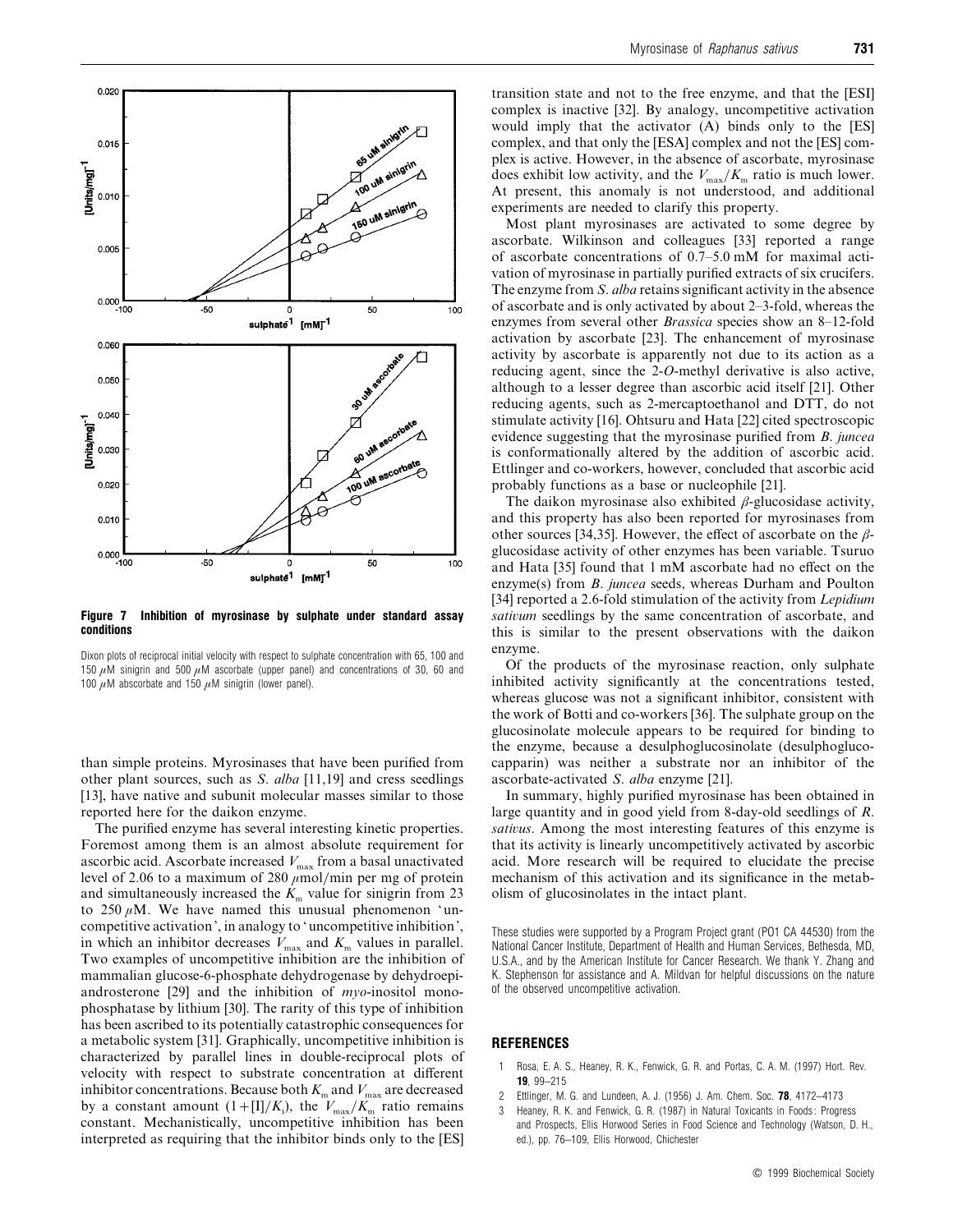**Figure 7 Inhibition of myrosinase by sulphate under standard assay conditions**

Dixon plots of reciprocal initial velocity with respect to sulphate concentration with 65, 100 and 150 $\mu$M sinigrin and 500 $\mu$M ascorbate (upper panel) and concentrations of 30, 60 and 100 $\mu$M abscorbate and 150 $\mu$M sinigrin (lower panel).

than simple proteins. Myrosinases that have been purified from other plant sources, such as *S. alba* [11,19] and cress seedlings [13], have native and subunit molecular masses similar to those reported here for the daikon enzyme.

The purified enzyme has several interesting kinetic properties. Foremost among them is an almost absolute requirement for ascorbic acid. Ascorbate increased $V_{max}$ from a basal unactivated level of 2.06 to a maximum of 280 $\mu$mol/min per mg of protein and simultaneously increased the $K_m$ value for sinigrin from 23 to 250 $\mu$M. We have named this unusual phenomenon 'uncompetitive activation', in analogy to 'uncompetitive inhibition', in which an inhibitor decreases $V_{max}$ and $K_m$ values in parallel. Two examples of uncompetitive inhibition are the inhibition of mammalian glucose-6-phosphate dehydrogenase by dehydroepiandrosterone [29] and the inhibition of *myo*-inositol monophosphatase by lithium [30]. The rarity of this type of inhibition has been ascribed to its potentially catastrophic consequences for a metabolic system [31]. Graphically, uncompetitive inhibition is characterized by parallel lines in double-reciprocal plots of velocity with respect to substrate concentration at different inhibitor concentrations. Because both $K_m$ and $V_{max}$ are decreased by a constant amount $(1+[I]/K_i)$, the $V_{max}/K_m$ ratio remains constant. Mechanistically, uncompetitive inhibition has been interpreted as requiring that the inhibitor binds only to the [ES] transition state and not to the free enzyme, and that the [ESI] complex is inactive [32]. By analogy, uncompetitive activation would imply that the activator (A) binds only to the [ES] complex, and that only the [ESA] complex and not the [ES] complex is active. However, in the absence of ascorbate, myrosinase does exhibit low activity, and the $V_{max}/K_m$ ratio is much lower. At present, this anomaly is not understood, and additional experiments are needed to clarify this property.

Most plant myrosinases are activated to some degree by ascorbate. Wilkinson and colleagues [33] reported a range of ascorbate concentrations of 0.7–5.0 mM for maximal activation of myrosinase in partially purified extracts of six crucifers. The enzyme from *S. alba* retains significant activity in the absence of ascorbate and is only activated by about 2–3-fold, whereas the enzymes from several other *Brassica* species show an 8–12-fold activation by ascorbate [23]. The enhancement of myrosinase activity by ascorbate is apparently not due to its action as a reducing agent, since the 2-*O*-methyl derivative is also active, although to a lesser degree than ascorbic acid itself [21]. Other reducing agents, such as 2-mercaptoethanol and DTT, do not stimulate activity [16]. Ohtsuru and Hata [22] cited spectroscopic evidence suggesting that the myrosinase purified from *B. juncea* is conformationally altered by the addition of ascorbic acid. Ettlinger and co-workers, however, concluded that ascorbic acid probably functions as a base or nucleophile [21].

The daikon myrosinase also exhibited $\beta$-glucosidase activity, and this property has also been reported for myrosinases from other sources [34,35]. However, the effect of ascorbate on the $\beta$-glucosidase activity of other enzymes has been variable. Tsuruo and Hata [35] found that 1 mM ascorbate had no effect on the enzyme(s) from *B. juncea* seeds, whereas Durham and Poulton [34] reported a 2.6-fold stimulation of the activity from *Lepidium sativum* seedlings by the same concentration of ascorbate, and this is similar to the present observations with the daikon enzyme.

Of the products of the myrosinase reaction, only sulphate inhibited activity significantly at the concentrations tested, whereas glucose was not a significant inhibitor, consistent with the work of Botti and co-workers [36]. The sulphate group on the glucosinolate molecule appears to be required for binding to the enzyme, because a desulphoglucosinolate (desulphoglucocapparin) was neither a substrate nor an inhibitor of the ascorbate-activated *S. alba* enzyme [21].

In summary, highly purified myrosinase has been obtained in large quantity and in good yield from 8-day-old seedlings of *R. sativus*. Among the most interesting features of this enzyme is that its activity is linearly uncompetitively activated by ascorbic acid. More research will be required to elucidate the precise mechanism of this activation and its significance in the metabolism of glucosinolates in the intact plant.

These studies were supported by a Program Project grant (PO1 CA 44530) from the National Cancer Institute, Department of Health and Human Services, Bethesda, MD, U.S.A., and by the American Institute for Cancer Research. We thank Y. Zhang and K. Stephenson for assistance and A. Mildvan for helpful discussions on the nature of the observed uncompetitive activation.

## REFERENCES

1. Rosa, E. A. S., Heaney, R. K., Fenwick, G. R. and Portas, C. A. M. (1997) Hort. Rev. **19**, 99–215
2. Ettlinger, M. G. and Lundeen, A. J. (1956) J. Am. Chem. Soc. **78**, 4172–4173
3. Heaney, R. K. and Fenwick, G. R. (1987) in Natural Toxicants in Foods: Progress and Prospects, Ellis Horwood Series in Food Science and Technology (Watson, D. H., ed.), pp. 76–109, Ellis Horwood, Chichester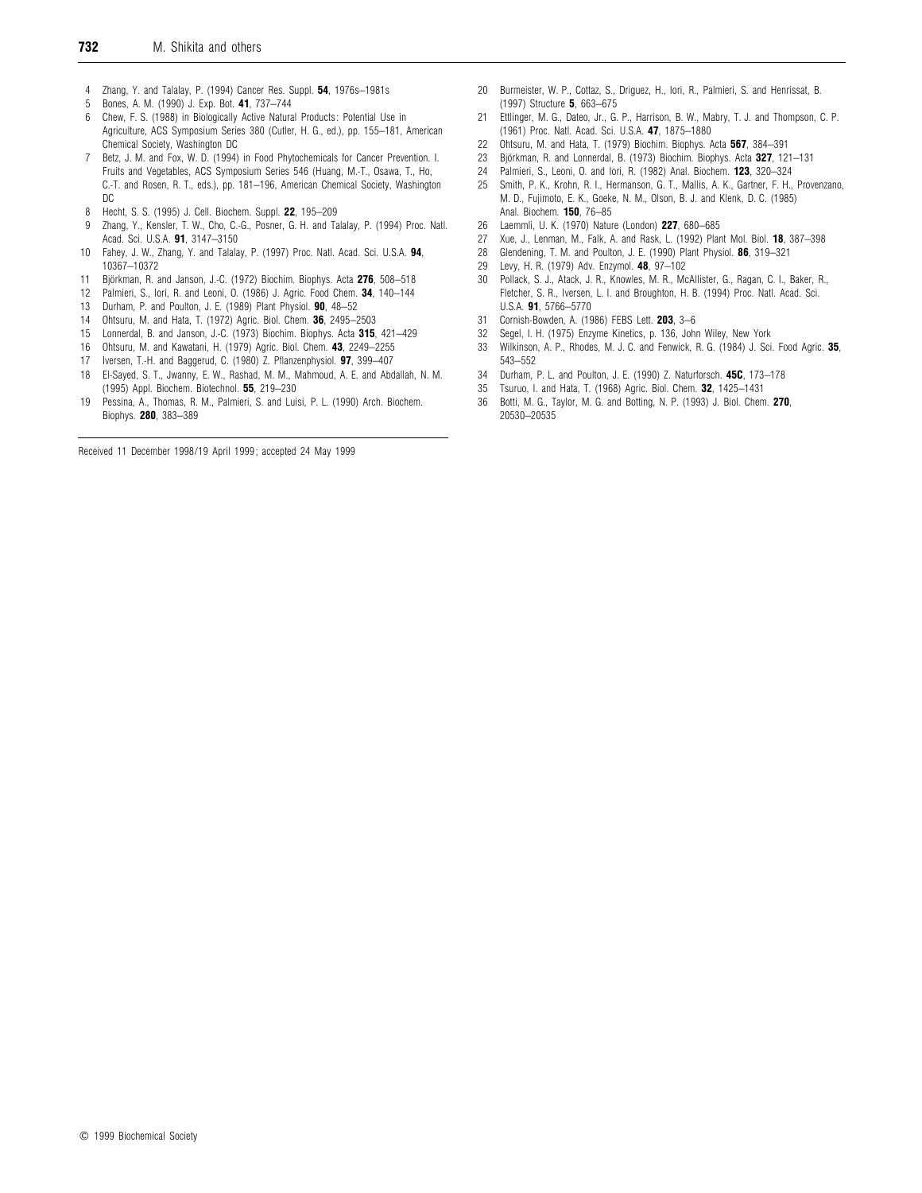4 Zhang, Y. and Talalay, P. (1994) Cancer Res. Suppl. **54**, 1976s–1981s
5 Bones, A. M. (1990) J. Exp. Bot. **41**, 737–744
6 Chew, F. S. (1988) in Biologically Active Natural Products: Potential Use in Agriculture, ACS Symposium Series 380 (Cutler, H. G., ed.), pp. 155–181, American Chemical Society, Washington DC
7 Betz, J. M. and Fox, W. D. (1994) in Food Phytochemicals for Cancer Prevention. I. Fruits and Vegetables, ACS Symposium Series 546 (Huang, M.-T., Osawa, T., Ho, C.-T. and Rosen, R. T., eds.), pp. 181–196, American Chemical Society, Washington DC
8 Hecht, S. S. (1995) J. Cell. Biochem. Suppl. **22**, 195–209
9 Zhang, Y., Kensler, T. W., Cho, C.-G., Posner, G. H. and Talalay, P. (1994) Proc. Natl. Acad. Sci. U.S.A. **91**, 3147–3150
10 Fahey, J. W., Zhang, Y. and Talalay, P. (1997) Proc. Natl. Acad. Sci. U.S.A. **94**, 10367–10372
11 Björkman, R. and Janson, J.-C. (1972) Biochim. Biophys. Acta **276**, 508–518
12 Palmieri, S., Iori, R. and Leoni, O. (1986) J. Agric. Food Chem. **34**, 140–144
13 Durham, P. and Poulton, J. E. (1989) Plant Physiol. **90**, 48–52
14 Ohtsuru, M. and Hata, T. (1972) Agric. Biol. Chem. **36**, 2495–2503
15 Lonnerdal, B. and Janson, J.-C. (1973) Biochim. Biophys. Acta **315**, 421–429
16 Ohtsuru, M. and Kawatani, H. (1979) Agric. Biol. Chem. **43**, 2249–2255
17 Iversen, T.-H. and Baggerud, C. (1980) Z. Pflanzenphysiol. **97**, 399–407
18 El-Sayed, S. T., Jwanny, E. W., Rashad, M. M., Mahmoud, A. E. and Abdallah, N. M. (1995) Appl. Biochem. Biotechnol. **55**, 219–230
19 Pessina, A., Thomas, R. M., Palmieri, S. and Luisi, P. L. (1990) Arch. Biochem. Biophys. **280**, 383–389
20 Burmeister, W. P., Cottaz, S., Driguez, H., Iori, R., Palmieri, S. and Henrissat, B. (1997) Structure **5**, 663–675
21 Ettlinger, M. G., Dateo, Jr., G. P., Harrison, B. W., Mabry, T. J. and Thompson, C. P. (1961) Proc. Natl. Acad. Sci. U.S.A. **47**, 1875–1880
22 Ohtsuru, M. and Hata, T. (1979) Biochim. Biophys. Acta **567**, 384–391
23 Björkman, R. and Lonnerdal, B. (1973) Biochim. Biophys. Acta **327**, 121–131
24 Palmieri, S., Leoni, O. and Iori, R. (1982) Anal. Biochem. **123**, 320–324
25 Smith, P. K., Krohn, R. I., Hermanson, G. T., Mallis, A. K., Gartner, F. H., Provenzano, M. D., Fujimoto, E. K., Goeke, N. M., Olson, B. J. and Klenk, D. C. (1985) Anal. Biochem. **150**, 76–85
26 Laemmli, U. K. (1970) Nature (London) **227**, 680–685
27 Xue, J., Lenman, M., Falk, A. and Rask, L. (1992) Plant Mol. Biol. **18**, 387–398
28 Glendening, T. M. and Poulton, J. E. (1990) Plant Physiol. **86**, 319–321
29 Levy, H. R. (1979) Adv. Enzymol. **48**, 97–102
30 Pollack, S. J., Atack, J. R., Knowles, M. R., McAllister, G., Ragan, C. I., Baker, R., Fletcher, S. R., Iversen, L. I. and Broughton, H. B. (1994) Proc. Natl. Acad. Sci. U.S.A. **91**, 5766–5770
31 Cornish-Bowden, A. (1986) FEBS Lett. **203**, 3–6
32 Segel, I. H. (1975) Enzyme Kinetics, p. 136, John Wiley, New York
33 Wilkinson, A. P., Rhodes, M. J. C. and Fenwick, R. G. (1984) J. Sci. Food Agric. **35**, 543–552
34 Durham, P. L. and Poulton, J. E. (1990) Z. Naturforsch. **45C**, 173–178
35 Tsuruo, I. and Hata, T. (1968) Agric. Biol. Chem. **32**, 1425–1431
36 Botti, M. G., Taylor, M. G. and Botting, N. P. (1993) J. Biol. Chem. **270**, 20530–20535

Received 11 December 1998/19 April 1999; accepted 24 May 1999